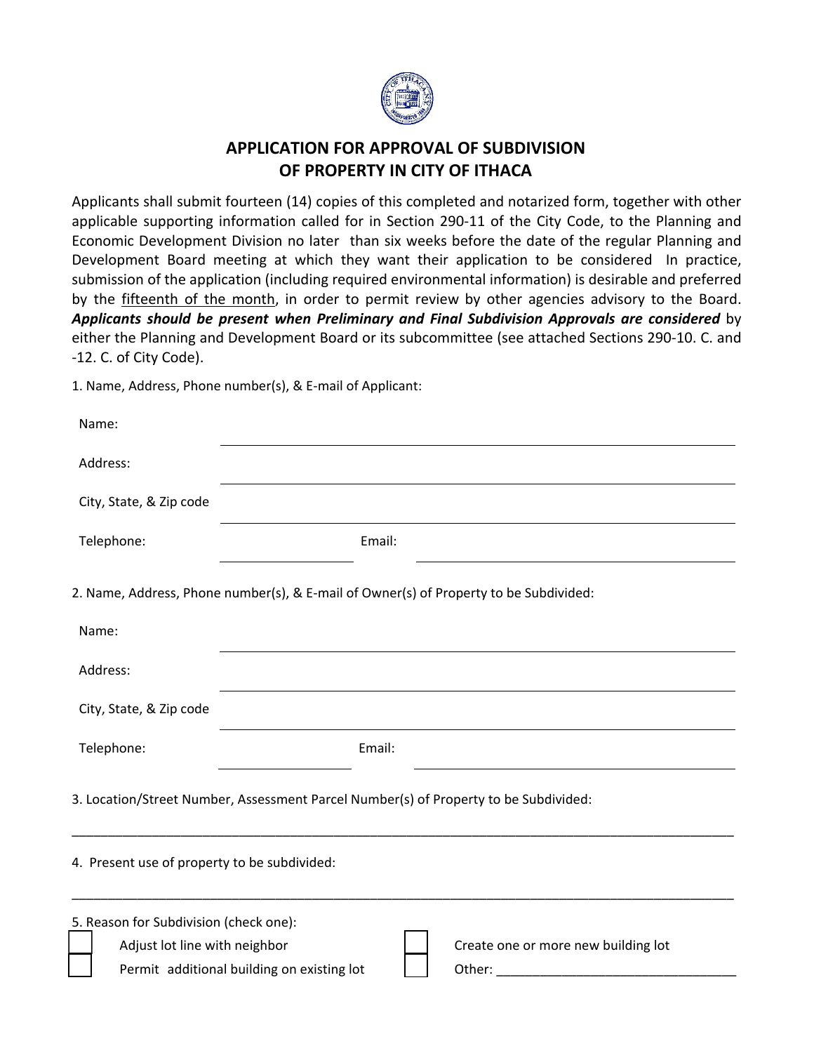# APPLICATION FOR APPROVAL OF SUBDIVISION OF PROPERTY IN CITY OF ITHACA

Applicants shall submit fourteen (14) copies of this completed and notarized form, together with other applicable supporting information called for in Section 290-11 of the City Code, to the Planning and Economic Development Division no later than six weeks before the date of the regular Planning and Development Board meeting at which they want their application to be considered In practice, submission of the application (including required environmental information) is desirable and preferred by the fifteenth of the month, in order to permit review by other agencies advisory to the Board. ***Applicants should be present when Preliminary and Final Subdivision Approvals are considered*** by either the Planning and Development Board or its subcommittee (see attached Sections 290-10. C. and -12. C. of City Code).

1. Name, Address, Phone number(s), & E-mail of Applicant:

Name: ____________________________________________

Address: ____________________________________________

City, State, & Zip code ____________________________________________

Telephone: ________________ Email: ____________________________

2. Name, Address, Phone number(s), & E-mail of Owner(s) of Property to be Subdivided:

Name: ____________________________________________

Address: ____________________________________________

City, State, & Zip code ____________________________________________

Telephone: ________________ Email: ____________________________

3. Location/Street Number, Assessment Parcel Number(s) of Property to be Subdivided:

____________________________________________________________________________

4. Present use of property to be subdivided:

____________________________________________________________________________

5. Reason for Subdivision (check one):

- [ ] Adjust lot line with neighbor
- [ ] Permit additional building on existing lot
- [ ] Create one or more new building lot
- [ ] Other: _________________________________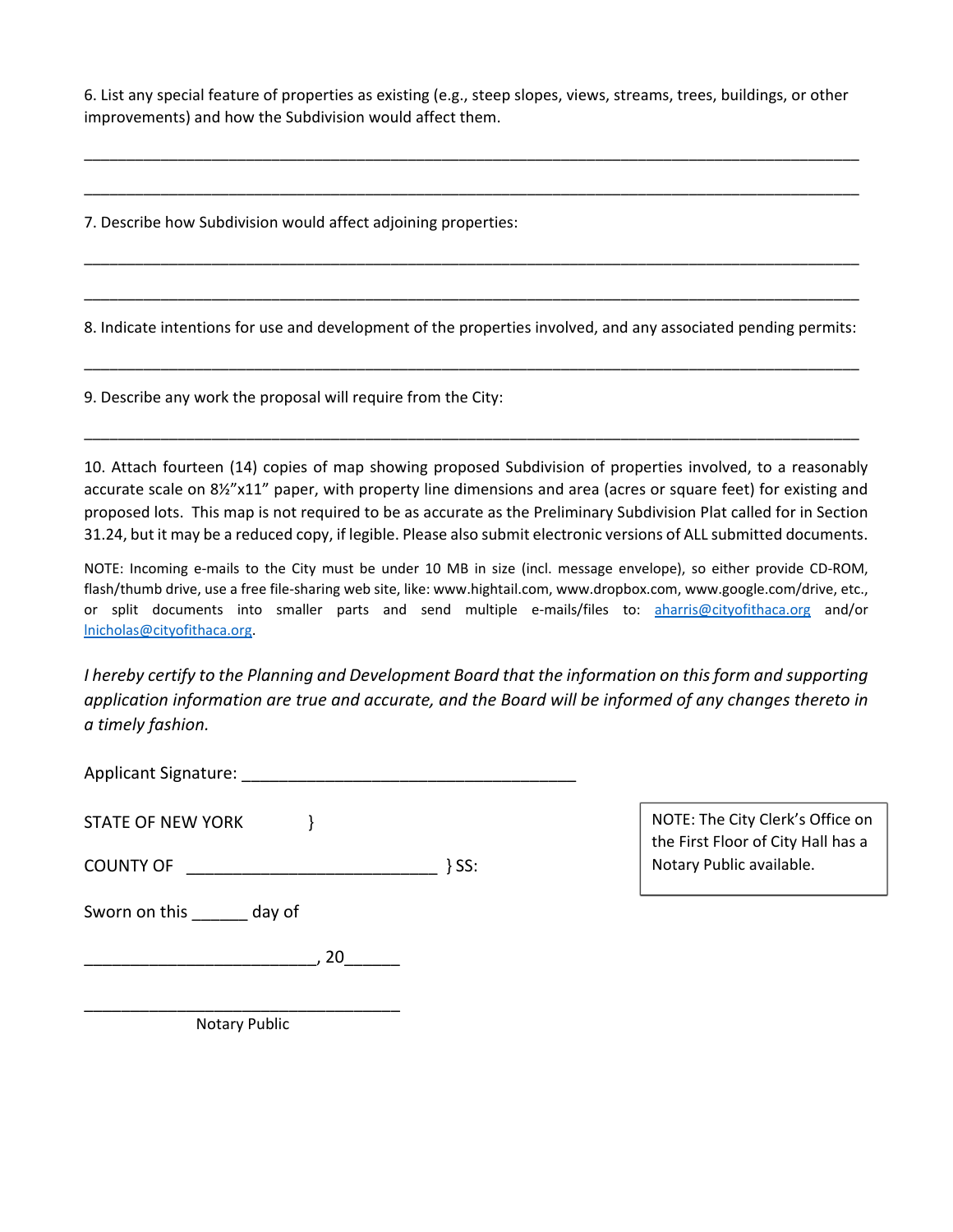6. List any special feature of properties as existing (e.g., steep slopes, views, streams, trees, buildings, or other improvements) and how the Subdivision would affect them.

_______________________________________________________________________________________

_______________________________________________________________________________________

7. Describe how Subdivision would affect adjoining properties:

_______________________________________________________________________________________

_______________________________________________________________________________________

8. Indicate intentions for use and development of the properties involved, and any associated pending permits:

_______________________________________________________________________________________

9. Describe any work the proposal will require from the City:

_______________________________________________________________________________________

10. Attach fourteen (14) copies of map showing proposed Subdivision of properties involved, to a reasonably accurate scale on 8½”x11” paper, with property line dimensions and area (acres or square feet) for existing and proposed lots. This map is not required to be as accurate as the Preliminary Subdivision Plat called for in Section 31.24, but it may be a reduced copy, if legible. Please also submit electronic versions of ALL submitted documents.

NOTE: Incoming e-mails to the City must be under 10 MB in size (incl. message envelope), so either provide CD-ROM, flash/thumb drive, use a free file-sharing web site, like: www.hightail.com, www.dropbox.com, www.google.com/drive, etc., or split documents into smaller parts and send multiple e-mails/files to: aharris@cityofithaca.org and/or lnicholas@cityofithaca.org.

*I hereby certify to the Planning and Development Board that the information on this form and supporting application information are true and accurate, and the Board will be informed of any changes thereto in a timely fashion.*

Applicant Signature: ____________________________________

STATE OF NEW YORK }

COUNTY OF ___________________________ } SS:

Sworn on this ______ day of

_________________________, 20______

___________________________________
Notary Public

NOTE: The City Clerk’s Office on the First Floor of City Hall has a Notary Public available.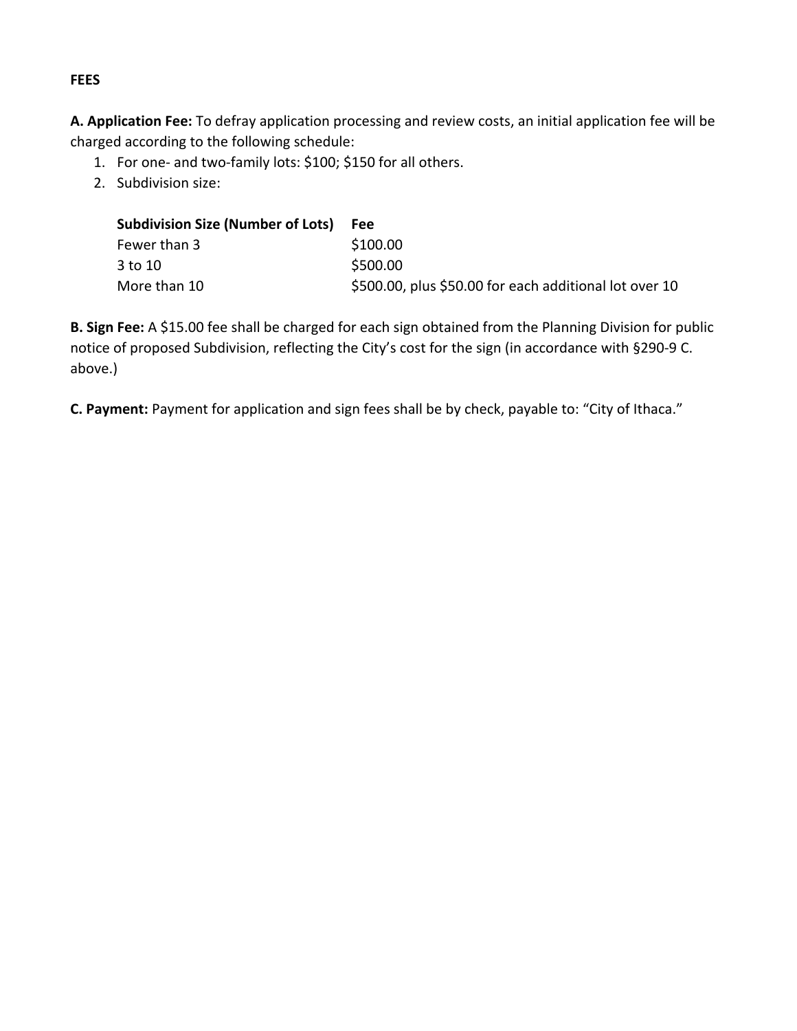**FEES**

**A. Application Fee:** To defray application processing and review costs, an initial application fee will be charged according to the following schedule:

1. For one- and two-family lots: $100; $150 for all others.
2. Subdivision size:

| Subdivision Size (Number of Lots) | Fee |
|---|---|
| Fewer than 3 | $100.00 |
| 3 to 10 | $500.00 |
| More than 10 | $500.00, plus $50.00 for each additional lot over 10 |

**B. Sign Fee:** A $15.00 fee shall be charged for each sign obtained from the Planning Division for public notice of proposed Subdivision, reflecting the City's cost for the sign (in accordance with §290-9 C. above.)

**C. Payment:** Payment for application and sign fees shall be by check, payable to: "City of Ithaca."